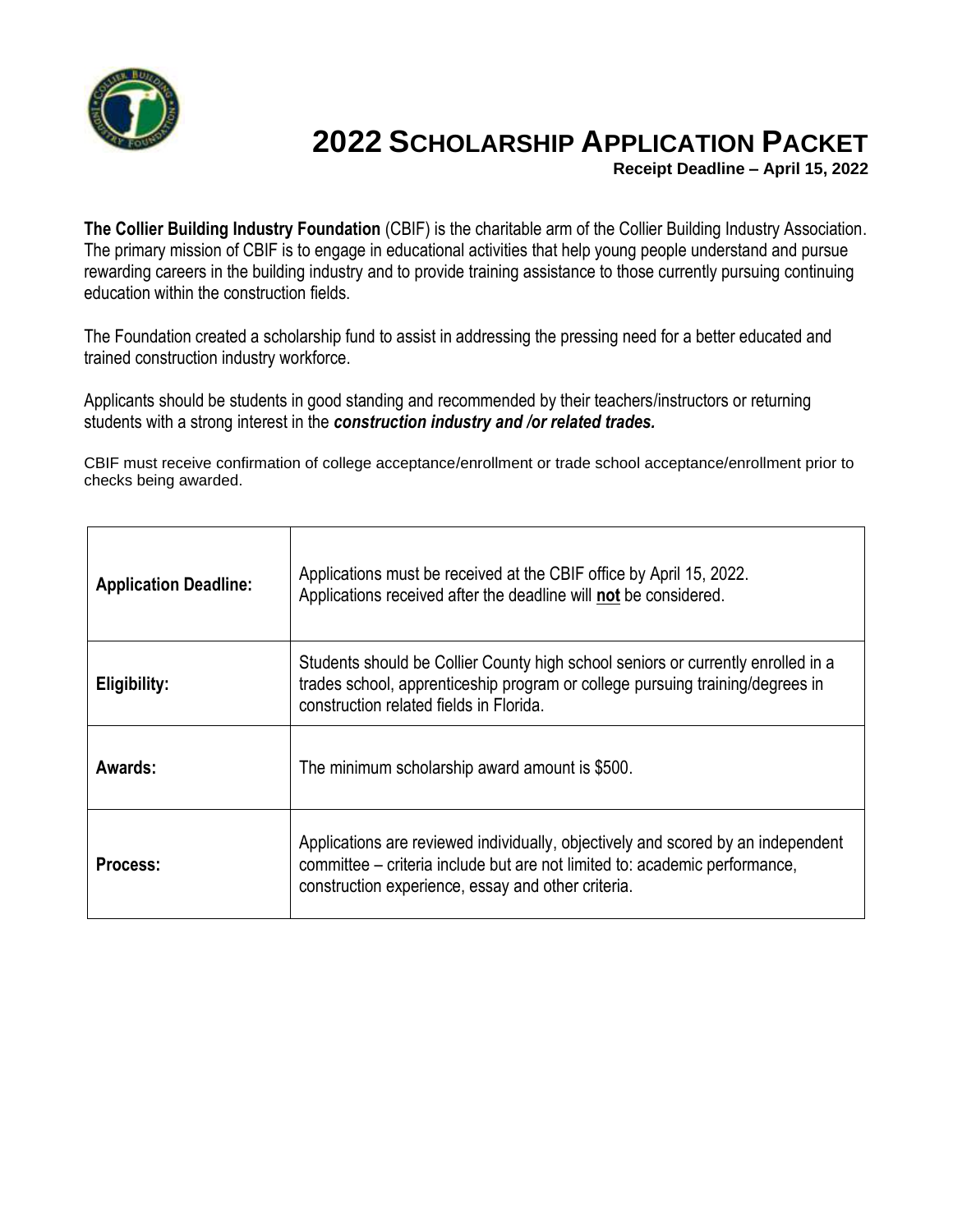# 2022 SCHOLARSHIP APPLICATION PACKET

**Receipt Deadline – April 15, 2022**

**The Collier Building Industry Foundation** (CBIF) is the charitable arm of the Collier Building Industry Association. The primary mission of CBIF is to engage in educational activities that help young people understand and pursue rewarding careers in the building industry and to provide training assistance to those currently pursuing continuing education within the construction fields.

The Foundation created a scholarship fund to assist in addressing the pressing need for a better educated and trained construction industry workforce.

Applicants should be students in good standing and recommended by their teachers/instructors or returning students with a strong interest in the ***construction industry and /or related trades.***

CBIF must receive confirmation of college acceptance/enrollment or trade school acceptance/enrollment prior to checks being awarded.

| | |
|---|---|
| **Application Deadline:** | Applications must be received at the CBIF office by April 15, 2022. Applications received after the deadline will **not** be considered. |
| **Eligibility:** | Students should be Collier County high school seniors or currently enrolled in a trades school, apprenticeship program or college pursuing training/degrees in construction related fields in Florida. |
| **Awards:** | The minimum scholarship award amount is $500. |
| **Process:** | Applications are reviewed individually, objectively and scored by an independent committee – criteria include but are not limited to: academic performance, construction experience, essay and other criteria. |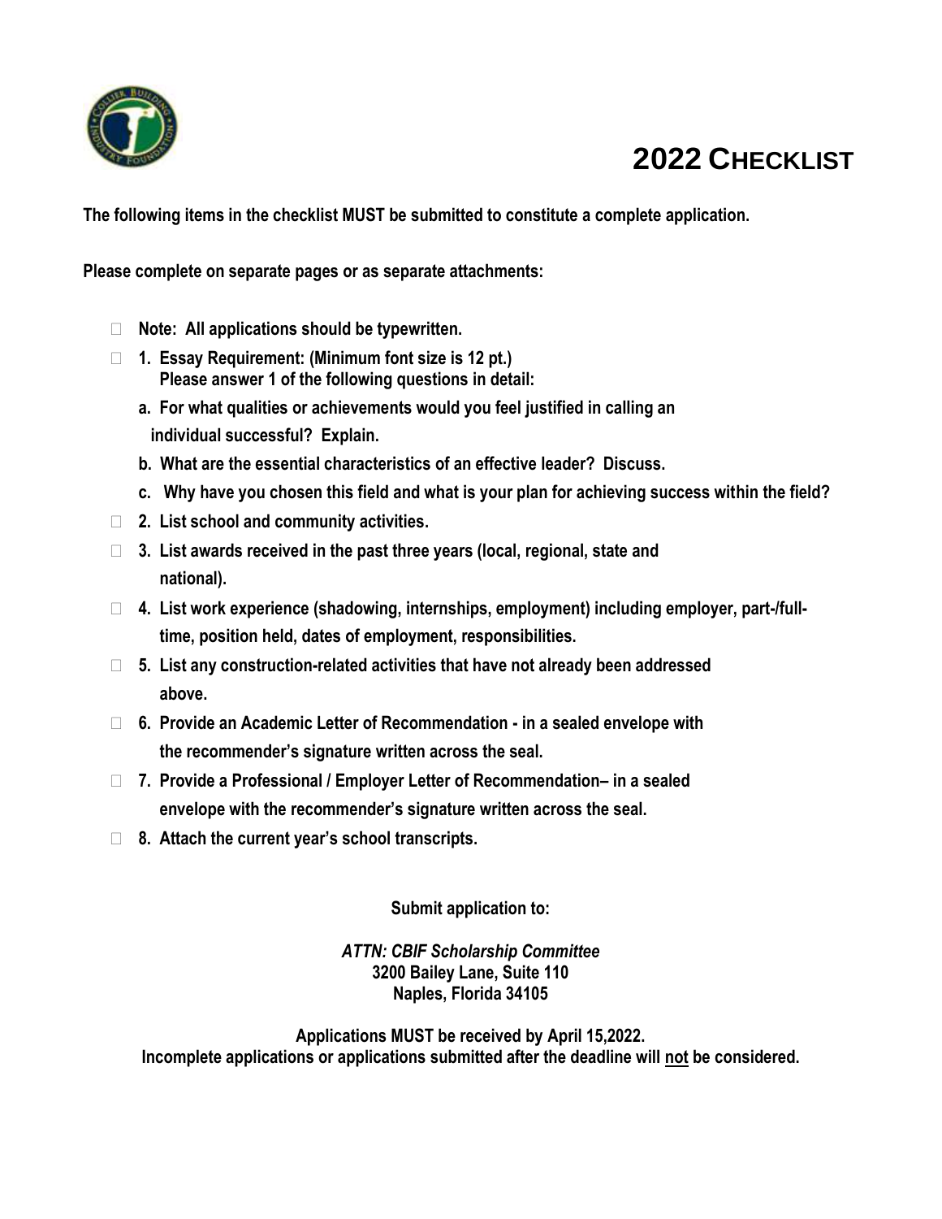# 2022 CHECKLIST

**The following items in the checklist MUST be submitted to constitute a complete application.**

**Please complete on separate pages or as separate attachments:**

- ☐ **Note: All applications should be typewritten.**
- ☐ **1. Essay Requirement: (Minimum font size is 12 pt.)**
  **Please answer 1 of the following questions in detail:**
  - **a. For what qualities or achievements would you feel justified in calling an individual successful? Explain.**
  - **b. What are the essential characteristics of an effective leader? Discuss.**
  - **c. Why have you chosen this field and what is your plan for achieving success within the field?**
- ☐ **2. List school and community activities.**
- ☐ **3. List awards received in the past three years (local, regional, state and national).**
- ☐ **4. List work experience (shadowing, internships, employment) including employer, part-/full-time, position held, dates of employment, responsibilities.**
- ☐ **5. List any construction-related activities that have not already been addressed above.**
- ☐ **6. Provide an Academic Letter of Recommendation - in a sealed envelope with the recommender's signature written across the seal.**
- ☐ **7. Provide a Professional / Employer Letter of Recommendation– in a sealed envelope with the recommender's signature written across the seal.**
- ☐ **8. Attach the current year's school transcripts.**

**Submit application to:**

***ATTN: CBIF Scholarship Committee***
**3200 Bailey Lane, Suite 110**
**Naples, Florida 34105**

**Applications MUST be received by April 15,2022.**
**Incomplete applications or applications submitted after the deadline will not be considered.**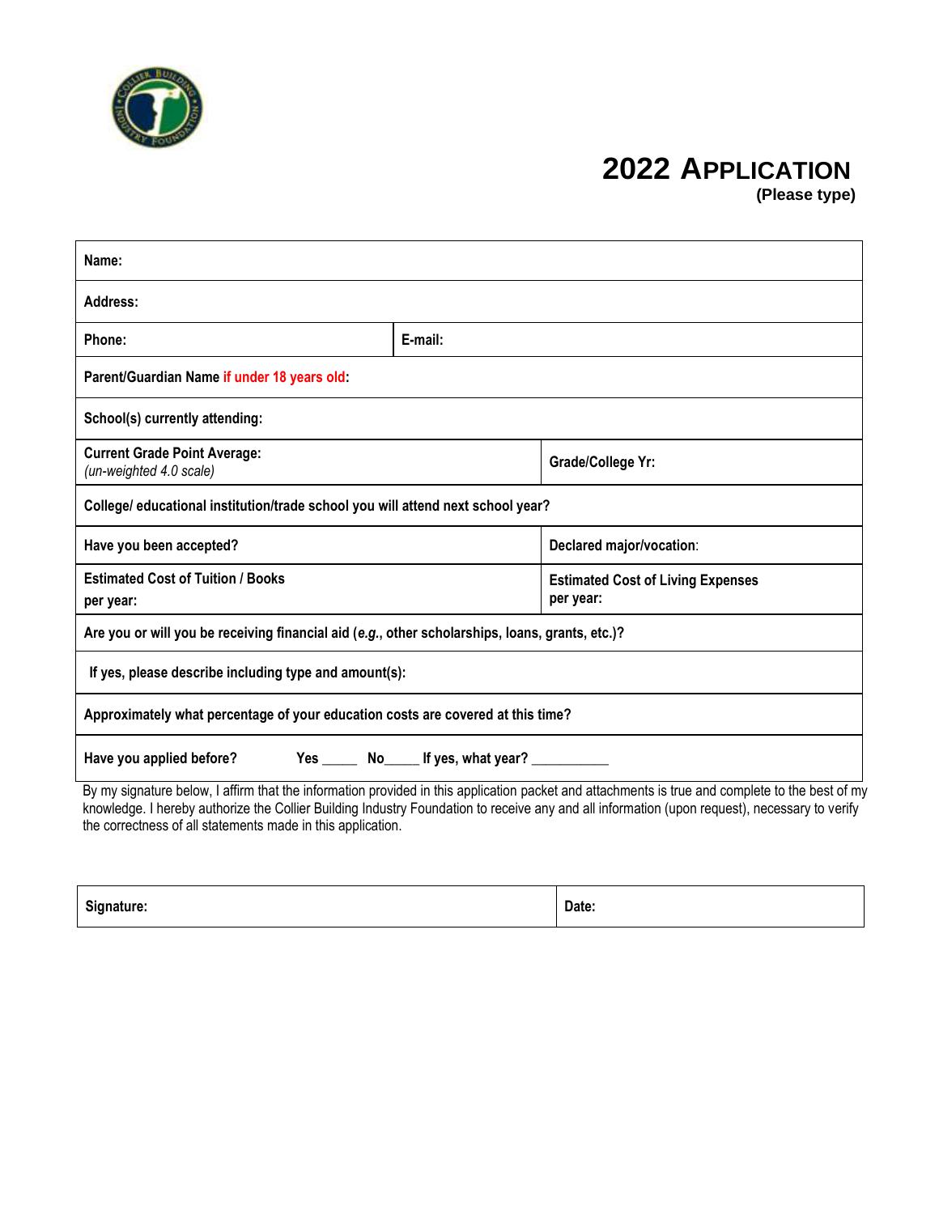# 2022 APPLICATION

**(Please type)**

| | |
|---|---|
| **Name:** | |
| **Address:** | |
| **Phone:** | **E-mail:** |
| **Parent/Guardian Name if under 18 years old:** | |
| **School(s) currently attending:** | |
| **Current Grade Point Average:** *(un-weighted 4.0 scale)* | **Grade/College Yr:** |
| **College/ educational institution/trade school you will attend next school year?** | |
| **Have you been accepted?** | **Declared major/vocation:** |
| **Estimated Cost of Tuition / Books per year:** | **Estimated Cost of Living Expenses per year:** |
| **Are you or will you be receiving financial aid (*e.g.*, other scholarships, loans, grants, etc.)?** | |
| **If yes, please describe including type and amount(s):** | |
| **Approximately what percentage of your education costs are covered at this time?** | |
| **Have you applied before?** **Yes _____ No_____ If yes, what year? __________** | |

By my signature below, I affirm that the information provided in this application packet and attachments is true and complete to the best of my knowledge. I hereby authorize the Collier Building Industry Foundation to receive any and all information (upon request), necessary to verify the correctness of all statements made in this application.

| | |
|---|---|
| **Signature:** | **Date:** |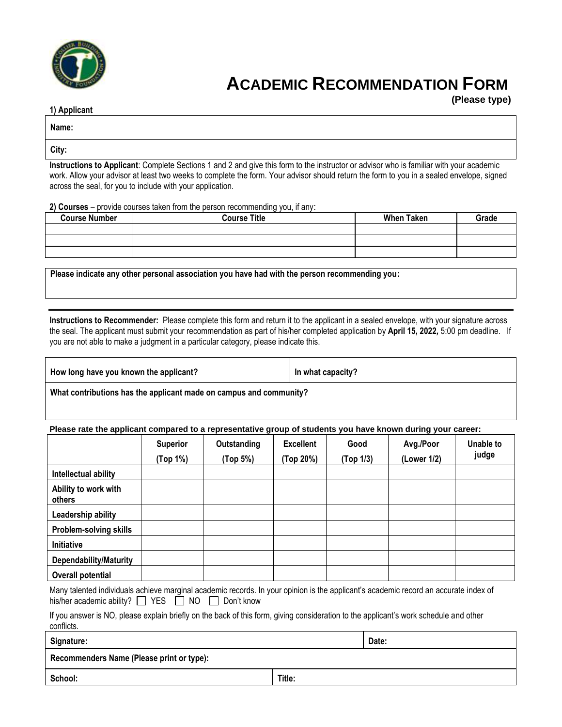# ACADEMIC RECOMMENDATION FORM

**(Please type)**

**1) Applicant**

| **Name:** |
|---|
| **City:** |

**Instructions to Applicant**: Complete Sections 1 and 2 and give this form to the instructor or advisor who is familiar with your academic work. Allow your advisor at least two weeks to complete the form. Your advisor should return the form to you in a sealed envelope, signed across the seal, for you to include with your application.

**2) Courses** – provide courses taken from the person recommending you, if any:

| Course Number | Course Title | When Taken | Grade |
|---|---|---|---|
| | | | |
| | | | |
| | | | |

**Please indicate any other personal association you have had with the person recommending you:**

---

**Instructions to Recommender:** Please complete this form and return it to the applicant in a sealed envelope, with your signature across the seal. The applicant must submit your recommendation as part of his/her completed application by **April 15, 2022,** 5:00 pm deadline. If you are not able to make a judgment in a particular category, please indicate this.

| **How long have you known the applicant?** | **In what capacity?** |
|---|---|
| **What contributions has the applicant made on campus and community?** | |

**Please rate the applicant compared to a representative group of students you have known during your career:**

| | Superior (Top 1%) | Outstanding (Top 5%) | Excellent (Top 20%) | Good (Top 1/3) | Avg./Poor (Lower 1/2) | Unable to judge |
|---|---|---|---|---|---|---|
| **Intellectual ability** | | | | | | |
| **Ability to work with others** | | | | | | |
| **Leadership ability** | | | | | | |
| **Problem-solving skills** | | | | | | |
| **Initiative** | | | | | | |
| **Dependability/Maturity** | | | | | | |
| **Overall potential** | | | | | | |

Many talented individuals achieve marginal academic records. In your opinion is the applicant's academic record an accurate index of his/her academic ability? ☐ YES ☐ NO ☐ Don't know

If you answer is NO, please explain briefly on the back of this form, giving consideration to the applicant's work schedule and other conflicts.

| **Signature:** | **Date:** |
|---|---|
| **Recommenders Name (Please print or type):** | |
| **School:** | **Title:** |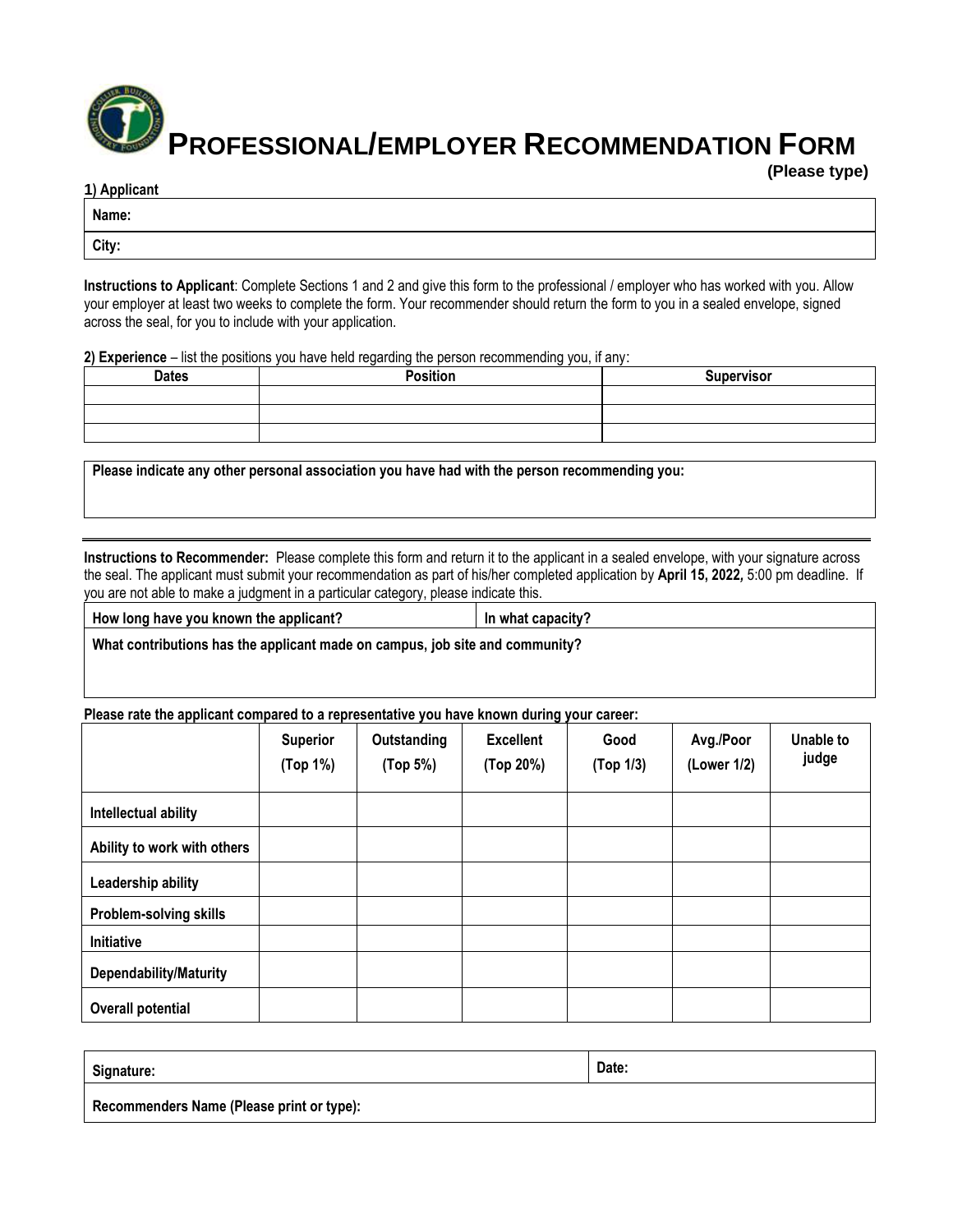# PROFESSIONAL/EMPLOYER RECOMMENDATION FORM

**(Please type)**

**1) Applicant**

| |
|---|
| **Name:** |
| **City:** |

**Instructions to Applicant**: Complete Sections 1 and 2 and give this form to the professional / employer who has worked with you. Allow your employer at least two weeks to complete the form. Your recommender should return the form to you in a sealed envelope, signed across the seal, for you to include with your application.

**2) Experience** – list the positions you have held regarding the person recommending you, if any:

| Dates | Position | Supervisor |
|---|---|---|
| | | |
| | | |
| | | |

| |
|---|
| **Please indicate any other personal association you have had with the person recommending you:** |

---

**Instructions to Recommender:** Please complete this form and return it to the applicant in a sealed envelope, with your signature across the seal. The applicant must submit your recommendation as part of his/her completed application by **April 15, 2022,** 5:00 pm deadline. If you are not able to make a judgment in a particular category, please indicate this.

| | |
|---|---|
| **How long have you known the applicant?** | **In what capacity?** |
| **What contributions has the applicant made on campus, job site and community?** | |

**Please rate the applicant compared to a representative you have known during your career:**

| | Superior (Top 1%) | Outstanding (Top 5%) | Excellent (Top 20%) | Good (Top 1/3) | Avg./Poor (Lower 1/2) | Unable to judge |
|---|---|---|---|---|---|---|
| Intellectual ability | | | | | | |
| Ability to work with others | | | | | | |
| Leadership ability | | | | | | |
| Problem-solving skills | | | | | | |
| Initiative | | | | | | |
| Dependability/Maturity | | | | | | |
| Overall potential | | | | | | |

| | |
|---|---|
| **Signature:** | **Date:** |
| **Recommenders Name (Please print or type):** | |